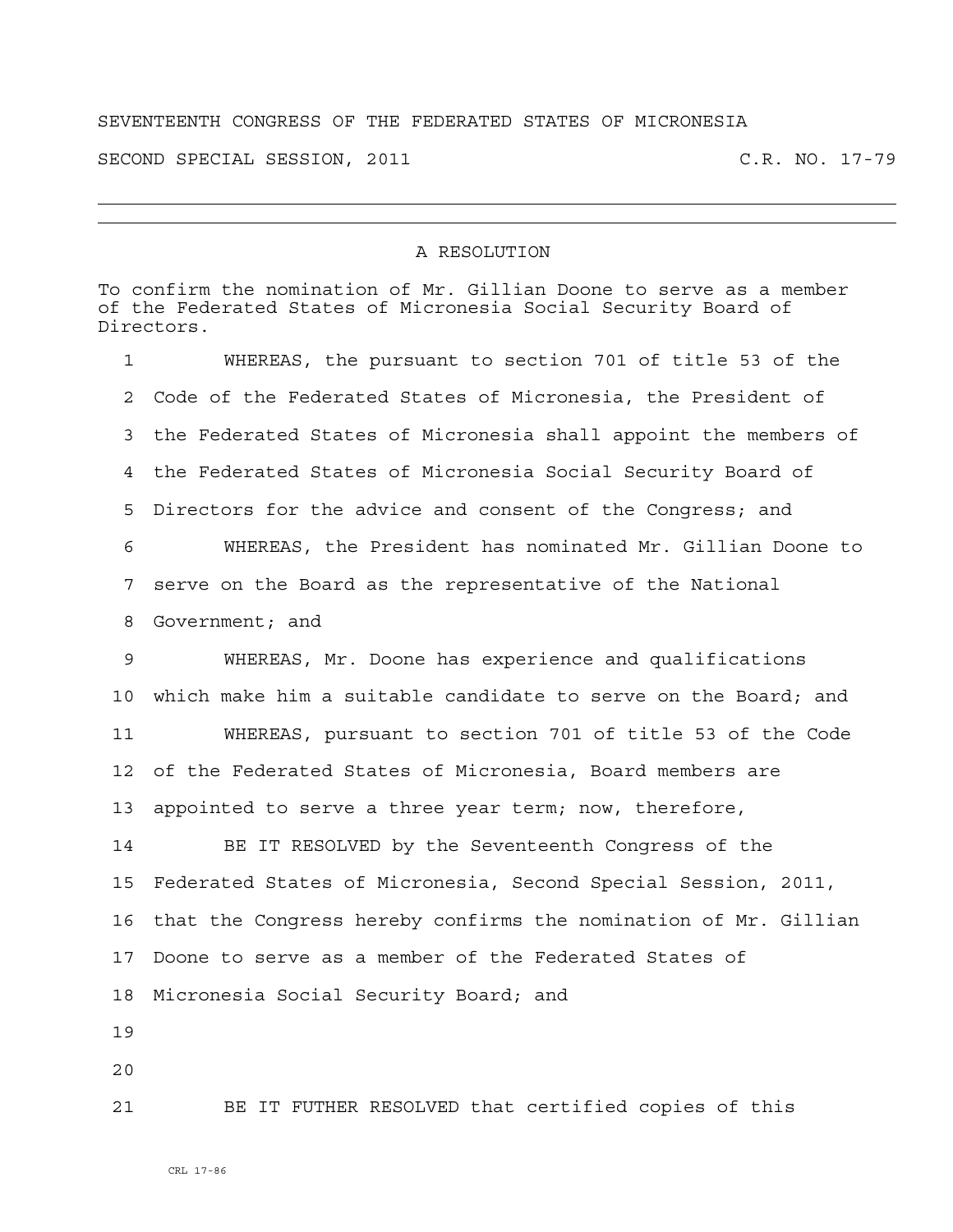SEVENTEENTH CONGRESS OF THE FEDERATED STATES OF MICRONESIA

SECOND SPECIAL SESSION, 2011 C.R. NO. 17-79

---

## A RESOLUTION

To confirm the nomination of Mr. Gillian Doone to serve as a member of the Federated States of Micronesia Social Security Board of Directors.

1 WHEREAS, the pursuant to section 701 of title 53 of the
2 Code of the Federated States of Micronesia, the President of
3 the Federated States of Micronesia shall appoint the members of
4 the Federated States of Micronesia Social Security Board of
5 Directors for the advice and consent of the Congress; and
6 WHEREAS, the President has nominated Mr. Gillian Doone to
7 serve on the Board as the representative of the National
8 Government; and
9 WHEREAS, Mr. Doone has experience and qualifications
10 which make him a suitable candidate to serve on the Board; and
11 WHEREAS, pursuant to section 701 of title 53 of the Code
12 of the Federated States of Micronesia, Board members are
13 appointed to serve a three year term; now, therefore,
14 BE IT RESOLVED by the Seventeenth Congress of the
15 Federated States of Micronesia, Second Special Session, 2011,
16 that the Congress hereby confirms the nomination of Mr. Gillian
17 Doone to serve as a member of the Federated States of
18 Micronesia Social Security Board; and
19
20
21 BE IT FUTHER RESOLVED that certified copies of this

CRL 17-86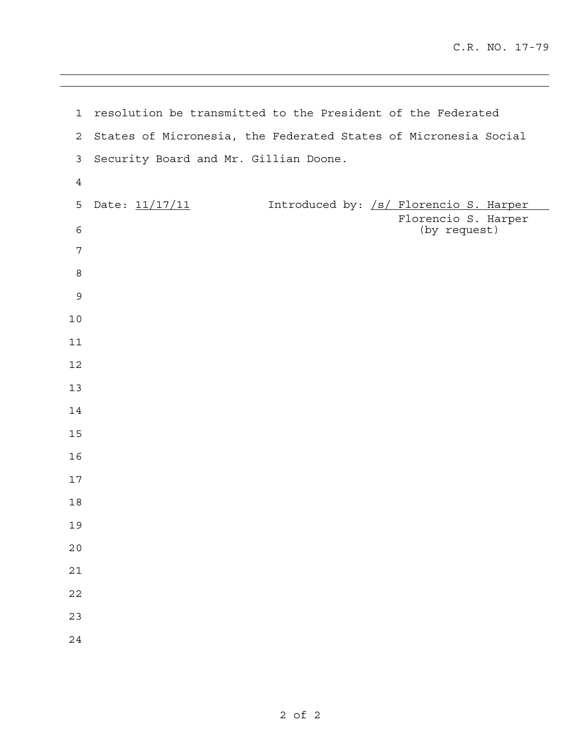resolution be transmitted to the President of the Federated States of Micronesia, the Federated States of Micronesia Social Security Board and Mr. Gillian Doone.

Date: 11/17/11 Introduced by: /s/ Florencio S. Harper

Florencio S. Harper
(by request)